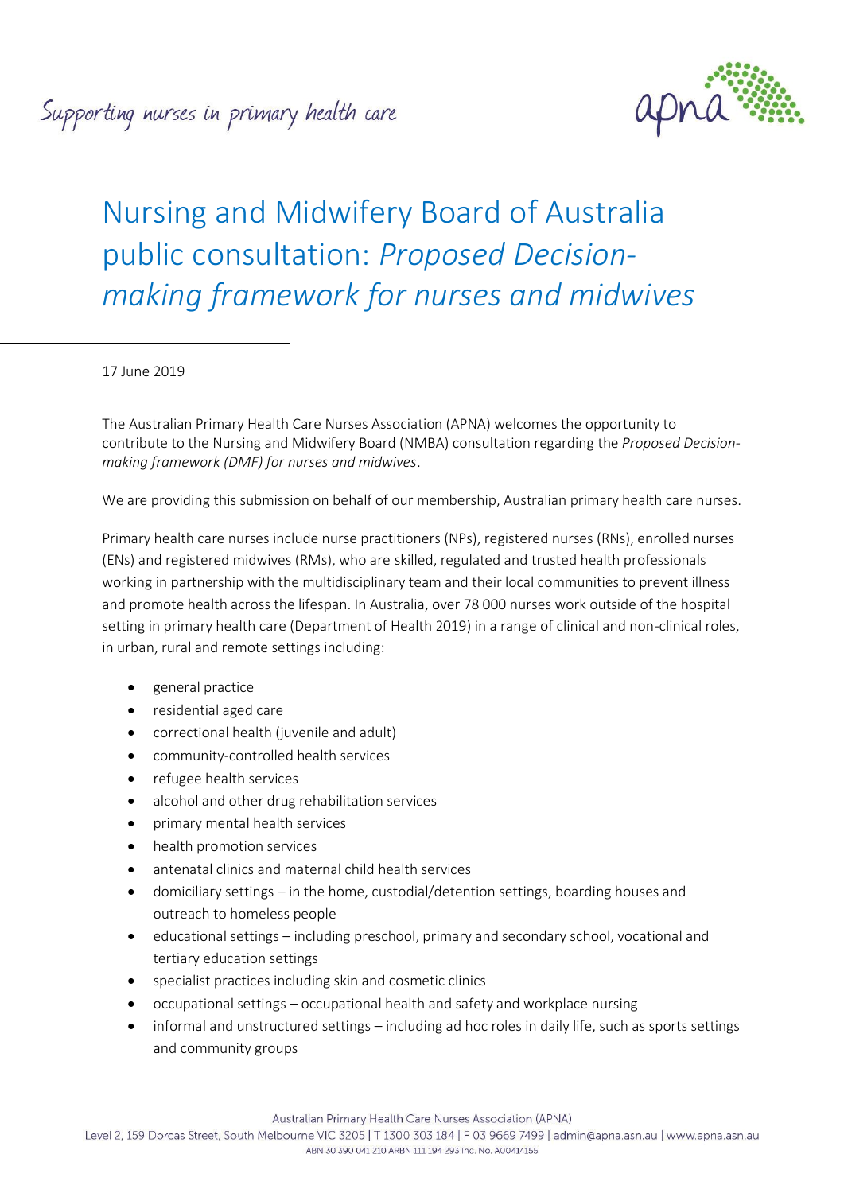Supporting nurses in primary health care

# Nursing and Midwifery Board of Australia public consultation: *Proposed Decision-making framework for nurses and midwives*

17 June 2019

The Australian Primary Health Care Nurses Association (APNA) welcomes the opportunity to contribute to the Nursing and Midwifery Board (NMBA) consultation regarding the *Proposed Decision-making framework (DMF) for nurses and midwives*.

We are providing this submission on behalf of our membership, Australian primary health care nurses.

Primary health care nurses include nurse practitioners (NPs), registered nurses (RNs), enrolled nurses (ENs) and registered midwives (RMs), who are skilled, regulated and trusted health professionals working in partnership with the multidisciplinary team and their local communities to prevent illness and promote health across the lifespan. In Australia, over 78 000 nurses work outside of the hospital setting in primary health care (Department of Health 2019) in a range of clinical and non-clinical roles, in urban, rural and remote settings including:

- general practice
- residential aged care
- correctional health (juvenile and adult)
- community-controlled health services
- refugee health services
- alcohol and other drug rehabilitation services
- primary mental health services
- health promotion services
- antenatal clinics and maternal child health services
- domiciliary settings – in the home, custodial/detention settings, boarding houses and outreach to homeless people
- educational settings – including preschool, primary and secondary school, vocational and tertiary education settings
- specialist practices including skin and cosmetic clinics
- occupational settings – occupational health and safety and workplace nursing
- informal and unstructured settings – including ad hoc roles in daily life, such as sports settings and community groups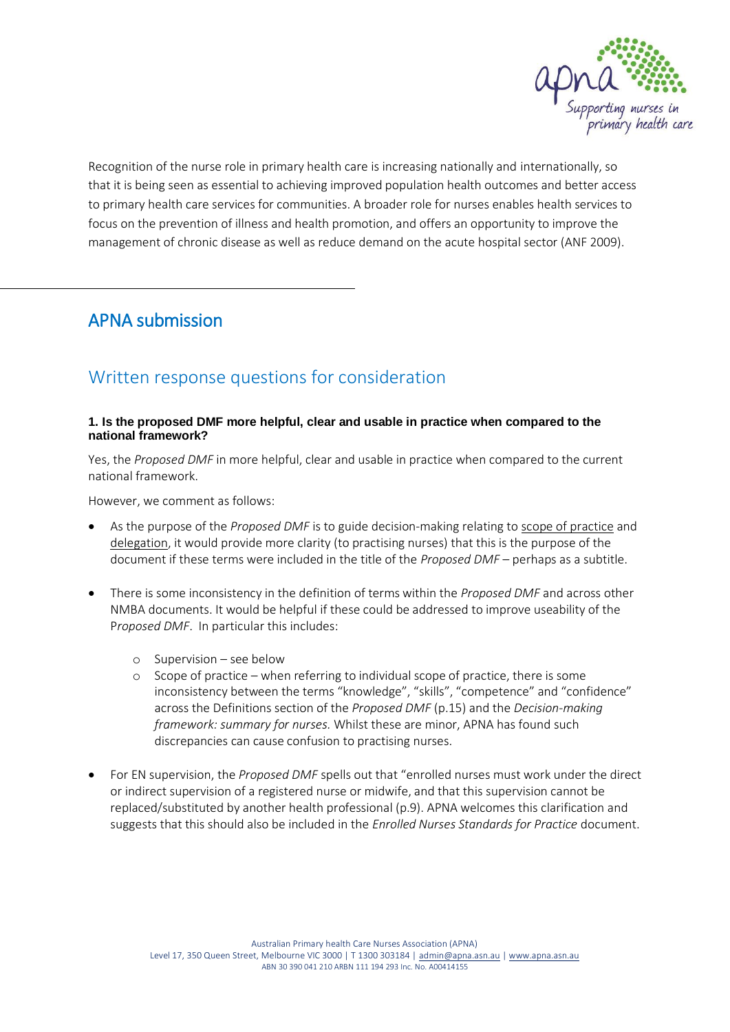Recognition of the nurse role in primary health care is increasing nationally and internationally, so that it is being seen as essential to achieving improved population health outcomes and better access to primary health care services for communities. A broader role for nurses enables health services to focus on the prevention of illness and health promotion, and offers an opportunity to improve the management of chronic disease as well as reduce demand on the acute hospital sector (ANF 2009).

## APNA submission

## Written response questions for consideration

**1. Is the proposed DMF more helpful, clear and usable in practice when compared to the national framework?**

Yes, the *Proposed DMF* in more helpful, clear and usable in practice when compared to the current national framework.

However, we comment as follows:

- As the purpose of the *Proposed DMF* is to guide decision-making relating to scope of practice and delegation, it would provide more clarity (to practising nurses) that this is the purpose of the document if these terms were included in the title of the *Proposed DMF* – perhaps as a subtitle.
- There is some inconsistency in the definition of terms within the *Proposed DMF* and across other NMBA documents. It would be helpful if these could be addressed to improve useability of the P*roposed DMF*. In particular this includes:
    - Supervision – see below
    - Scope of practice – when referring to individual scope of practice, there is some inconsistency between the terms "knowledge", "skills", "competence" and "confidence" across the Definitions section of the *Proposed DMF* (p.15) and the *Decision-making framework: summary for nurses.* Whilst these are minor, APNA has found such discrepancies can cause confusion to practising nurses.
- For EN supervision, the *Proposed DMF* spells out that "enrolled nurses must work under the direct or indirect supervision of a registered nurse or midwife, and that this supervision cannot be replaced/substituted by another health professional (p.9). APNA welcomes this clarification and suggests that this should also be included in the *Enrolled Nurses Standards for Practice* document.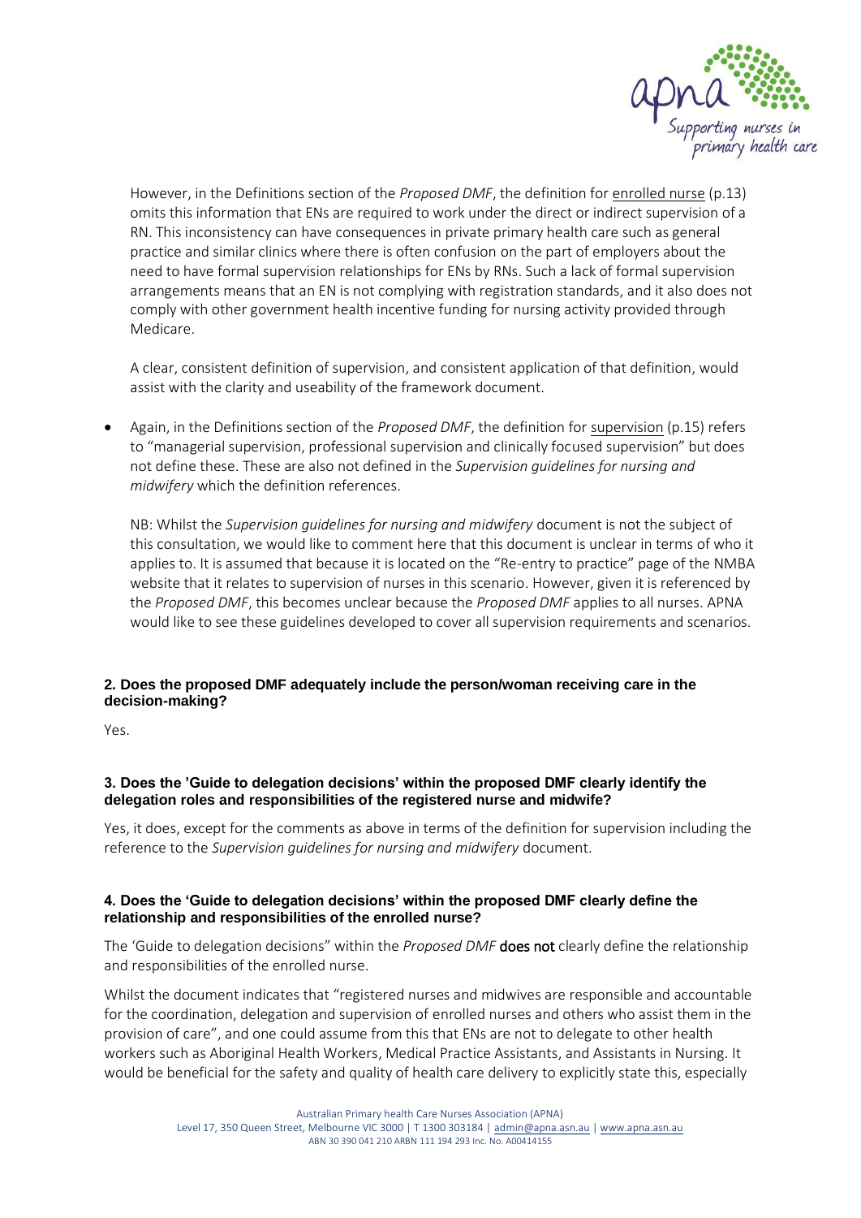However, in the Definitions section of the *Proposed DMF*, the definition for enrolled nurse (p.13) omits this information that ENs are required to work under the direct or indirect supervision of a RN. This inconsistency can have consequences in private primary health care such as general practice and similar clinics where there is often confusion on the part of employers about the need to have formal supervision relationships for ENs by RNs. Such a lack of formal supervision arrangements means that an EN is not complying with registration standards, and it also does not comply with other government health incentive funding for nursing activity provided through Medicare.

A clear, consistent definition of supervision, and consistent application of that definition, would assist with the clarity and useability of the framework document.

- Again, in the Definitions section of the *Proposed DMF*, the definition for supervision (p.15) refers to "managerial supervision, professional supervision and clinically focused supervision" but does not define these. These are also not defined in the *Supervision guidelines for nursing and midwifery* which the definition references.

  NB: Whilst the *Supervision guidelines for nursing and midwifery* document is not the subject of this consultation, we would like to comment here that this document is unclear in terms of who it applies to. It is assumed that because it is located on the "Re-entry to practice" page of the NMBA website that it relates to supervision of nurses in this scenario. However, given it is referenced by the *Proposed DMF*, this becomes unclear because the *Proposed DMF* applies to all nurses. APNA would like to see these guidelines developed to cover all supervision requirements and scenarios.

**2. Does the proposed DMF adequately include the person/woman receiving care in the decision-making?**

Yes.

**3. Does the 'Guide to delegation decisions' within the proposed DMF clearly identify the delegation roles and responsibilities of the registered nurse and midwife?**

Yes, it does, except for the comments as above in terms of the definition for supervision including the reference to the *Supervision guidelines for nursing and midwifery* document.

**4. Does the 'Guide to delegation decisions' within the proposed DMF clearly define the relationship and responsibilities of the enrolled nurse?**

The 'Guide to delegation decisions" within the *Proposed DMF* **does not** clearly define the relationship and responsibilities of the enrolled nurse.

Whilst the document indicates that "registered nurses and midwives are responsible and accountable for the coordination, delegation and supervision of enrolled nurses and others who assist them in the provision of care", and one could assume from this that ENs are not to delegate to other health workers such as Aboriginal Health Workers, Medical Practice Assistants, and Assistants in Nursing. It would be beneficial for the safety and quality of health care delivery to explicitly state this, especially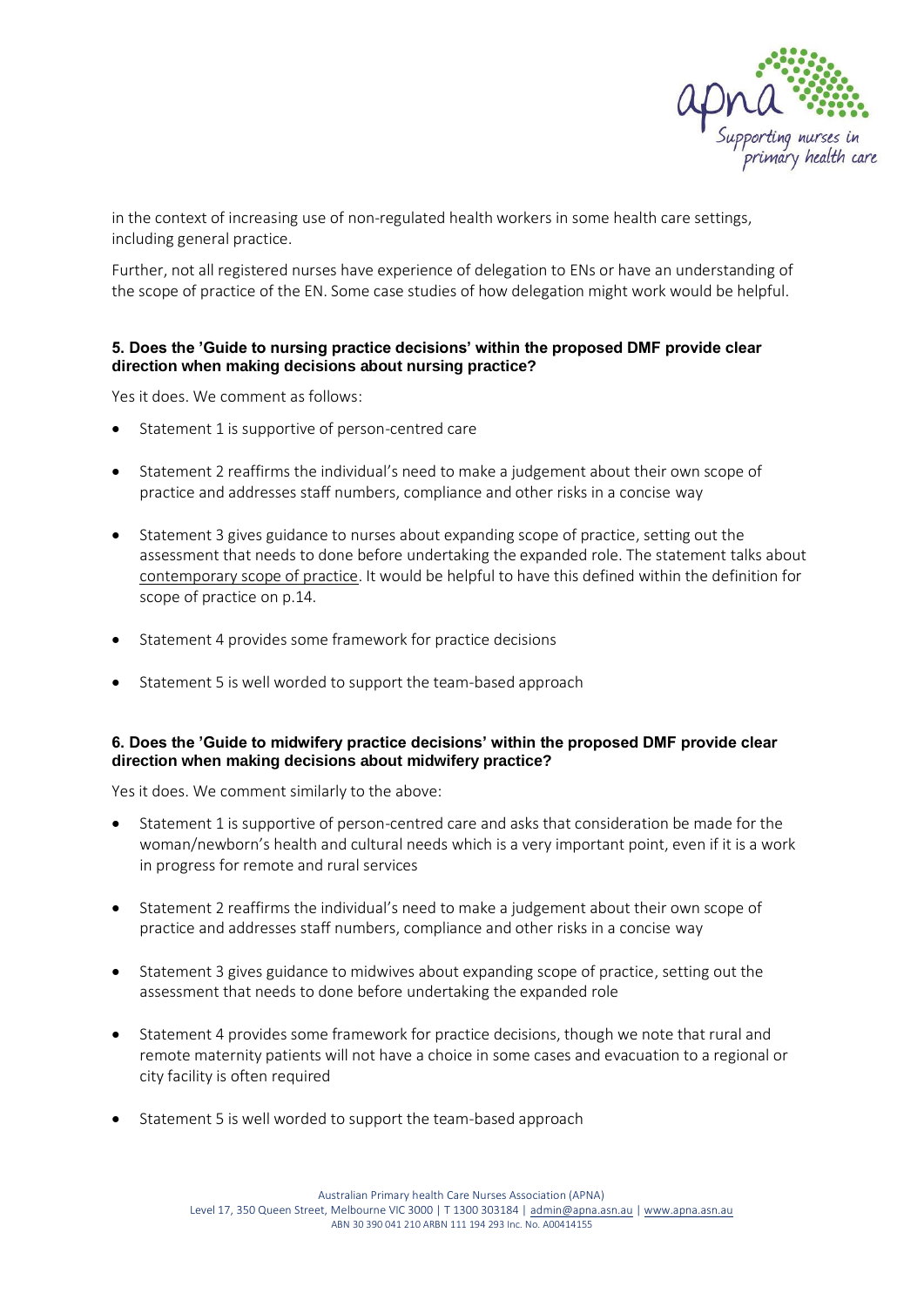in the context of increasing use of non-regulated health workers in some health care settings, including general practice.

Further, not all registered nurses have experience of delegation to ENs or have an understanding of the scope of practice of the EN. Some case studies of how delegation might work would be helpful.

### 5. Does the 'Guide to nursing practice decisions' within the proposed DMF provide clear direction when making decisions about nursing practice?

Yes it does. We comment as follows:

- Statement 1 is supportive of person-centred care
- Statement 2 reaffirms the individual's need to make a judgement about their own scope of practice and addresses staff numbers, compliance and other risks in a concise way
- Statement 3 gives guidance to nurses about expanding scope of practice, setting out the assessment that needs to done before undertaking the expanded role. The statement talks about contemporary scope of practice. It would be helpful to have this defined within the definition for scope of practice on p.14.
- Statement 4 provides some framework for practice decisions
- Statement 5 is well worded to support the team-based approach

### 6. Does the 'Guide to midwifery practice decisions' within the proposed DMF provide clear direction when making decisions about midwifery practice?

Yes it does. We comment similarly to the above:

- Statement 1 is supportive of person-centred care and asks that consideration be made for the woman/newborn's health and cultural needs which is a very important point, even if it is a work in progress for remote and rural services
- Statement 2 reaffirms the individual's need to make a judgement about their own scope of practice and addresses staff numbers, compliance and other risks in a concise way
- Statement 3 gives guidance to midwives about expanding scope of practice, setting out the assessment that needs to done before undertaking the expanded role
- Statement 4 provides some framework for practice decisions, though we note that rural and remote maternity patients will not have a choice in some cases and evacuation to a regional or city facility is often required
- Statement 5 is well worded to support the team-based approach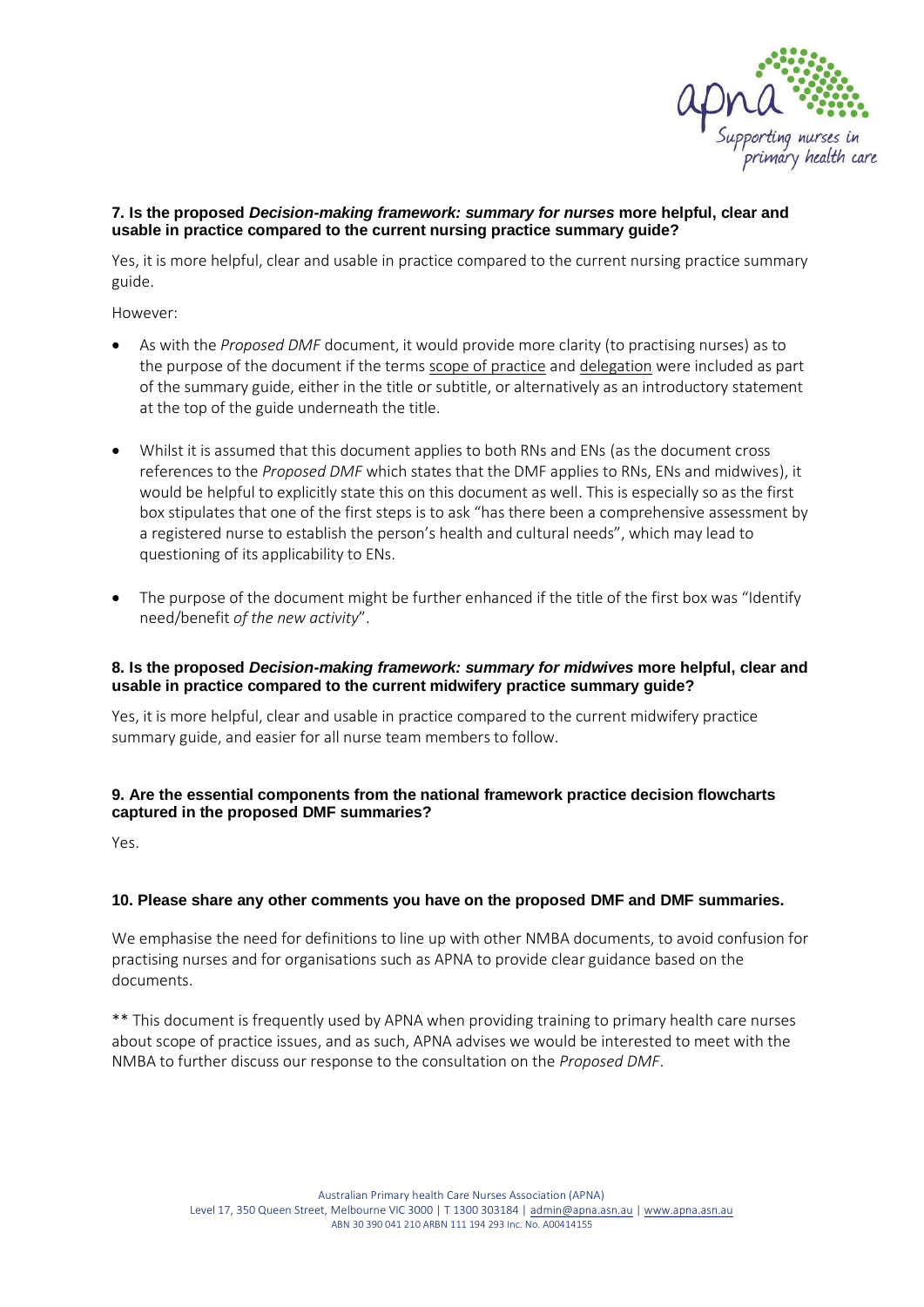### 7. Is the proposed *Decision-making framework: summary for nurses* more helpful, clear and usable in practice compared to the current nursing practice summary guide?

Yes, it is more helpful, clear and usable in practice compared to the current nursing practice summary guide.

However:

- As with the *Proposed DMF* document, it would provide more clarity (to practising nurses) as to the purpose of the document if the terms scope of practice and delegation were included as part of the summary guide, either in the title or subtitle, or alternatively as an introductory statement at the top of the guide underneath the title.
- Whilst it is assumed that this document applies to both RNs and ENs (as the document cross references to the *Proposed DMF* which states that the DMF applies to RNs, ENs and midwives), it would be helpful to explicitly state this on this document as well. This is especially so as the first box stipulates that one of the first steps is to ask "has there been a comprehensive assessment by a registered nurse to establish the person's health and cultural needs", which may lead to questioning of its applicability to ENs.
- The purpose of the document might be further enhanced if the title of the first box was "Identify need/benefit *of the new activity*".

### 8. Is the proposed *Decision-making framework: summary for midwives* more helpful, clear and usable in practice compared to the current midwifery practice summary guide?

Yes, it is more helpful, clear and usable in practice compared to the current midwifery practice summary guide, and easier for all nurse team members to follow.

### 9. Are the essential components from the national framework practice decision flowcharts captured in the proposed DMF summaries?

Yes.

### 10. Please share any other comments you have on the proposed DMF and DMF summaries.

We emphasise the need for definitions to line up with other NMBA documents, to avoid confusion for practising nurses and for organisations such as APNA to provide clear guidance based on the documents.

** This document is frequently used by APNA when providing training to primary health care nurses about scope of practice issues, and as such, APNA advises we would be interested to meet with the NMBA to further discuss our response to the consultation on the *Proposed DMF*.